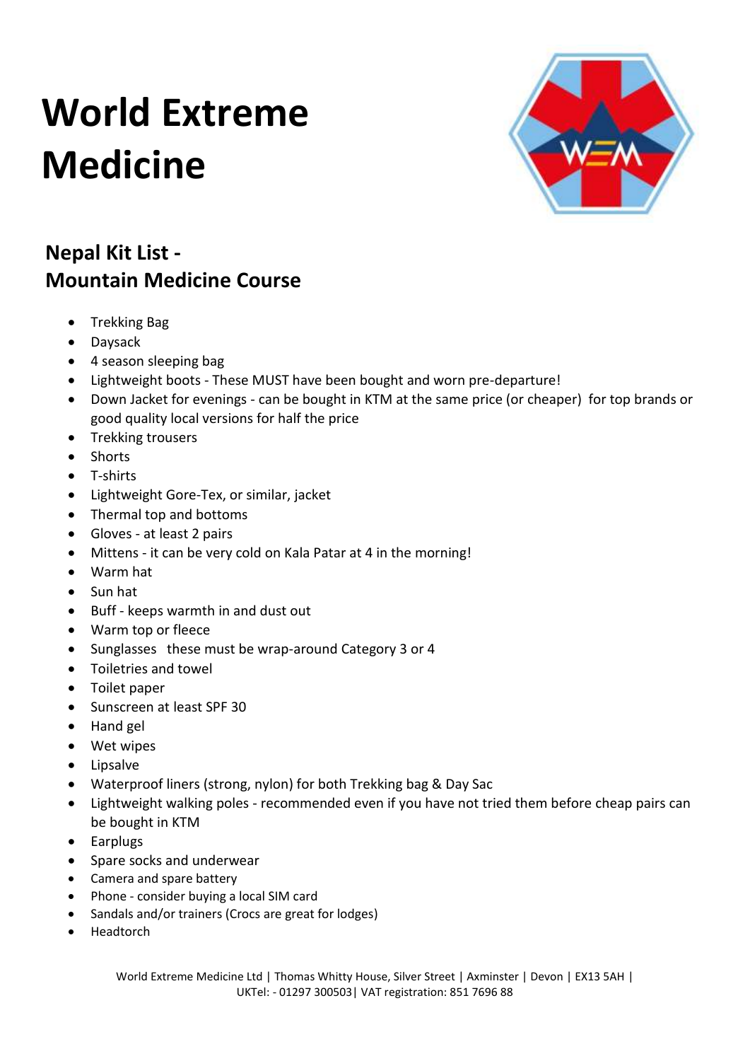# World Extreme Medicine

## Nepal Kit List - Mountain Medicine Course

- Trekking Bag
- Daysack
- 4 season sleeping bag
- Lightweight boots - These MUST have been bought and worn pre-departure!
- Down Jacket for evenings - can be bought in KTM at the same price (or cheaper) for top brands or good quality local versions for half the price
- Trekking trousers
- Shorts
- T-shirts
- Lightweight Gore-Tex, or similar, jacket
- Thermal top and bottoms
- Gloves - at least 2 pairs
- Mittens - it can be very cold on Kala Patar at 4 in the morning!
- Warm hat
- Sun hat
- Buff - keeps warmth in and dust out
- Warm top or fleece
- Sunglasses these must be wrap-around Category 3 or 4
- Toiletries and towel
- Toilet paper
- Sunscreen at least SPF 30
- Hand gel
- Wet wipes
- Lipsalve
- Waterproof liners (strong, nylon) for both Trekking bag & Day Sac
- Lightweight walking poles - recommended even if you have not tried them before cheap pairs can be bought in KTM
- Earplugs
- Spare socks and underwear
- Camera and spare battery
- Phone - consider buying a local SIM card
- Sandals and/or trainers (Crocs are great for lodges)
- Headtorch

World Extreme Medicine Ltd | Thomas Whitty House, Silver Street | Axminster | Devon | EX13 5AH | UKTel: - 01297 300503| VAT registration: 851 7696 88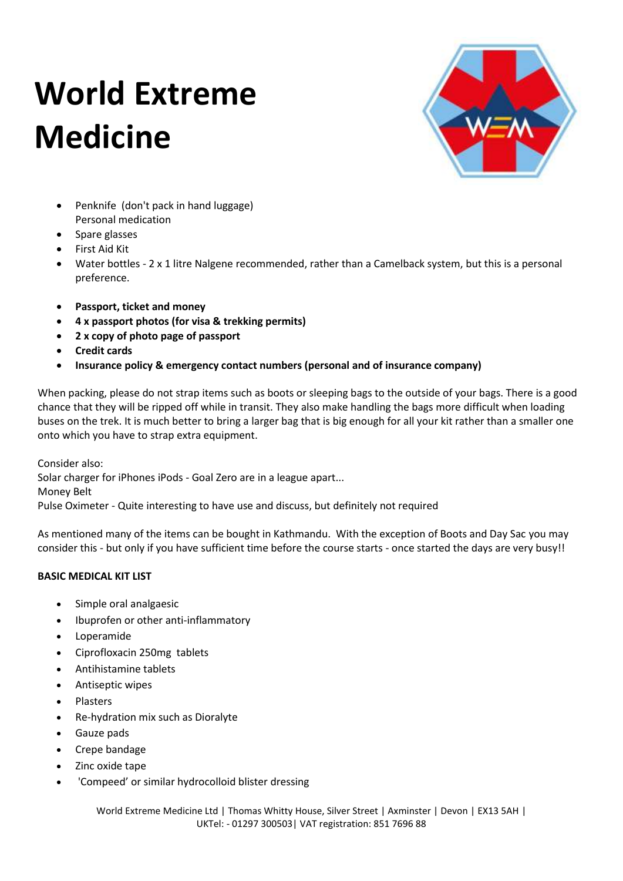// World Extreme Medicine

- Penknife (don't pack in hand luggage)
  Personal medication
- Spare glasses
- First Aid Kit
- Water bottles - 2 x 1 litre Nalgene recommended, rather than a Camelback system, but this is a personal preference.

- **Passport, ticket and money**
- **4 x passport photos (for visa & trekking permits)**
- **2 x copy of photo page of passport**
- **Credit cards**
- **Insurance policy & emergency contact numbers (personal and of insurance company)**

When packing, please do not strap items such as boots or sleeping bags to the outside of your bags. There is a good chance that they will be ripped off while in transit. They also make handling the bags more difficult when loading buses on the trek. It is much better to bring a larger bag that is big enough for all your kit rather than a smaller one onto which you have to strap extra equipment.

Consider also:
Solar charger for iPhones iPods - Goal Zero are in a league apart...
Money Belt
Pulse Oximeter - Quite interesting to have use and discuss, but definitely not required

As mentioned many of the items can be bought in Kathmandu. With the exception of Boots and Day Sac you may consider this - but only if you have sufficient time before the course starts - once started the days are very busy!!

**BASIC MEDICAL KIT LIST**

- Simple oral analgaesic
- Ibuprofen or other anti-inflammatory
- Loperamide
- Ciprofloxacin 250mg tablets
- Antihistamine tablets
- Antiseptic wipes
- Plasters
- Re-hydration mix such as Dioralyte
- Gauze pads
- Crepe bandage
- Zinc oxide tape
- 'Compeed' or similar hydrocolloid blister dressing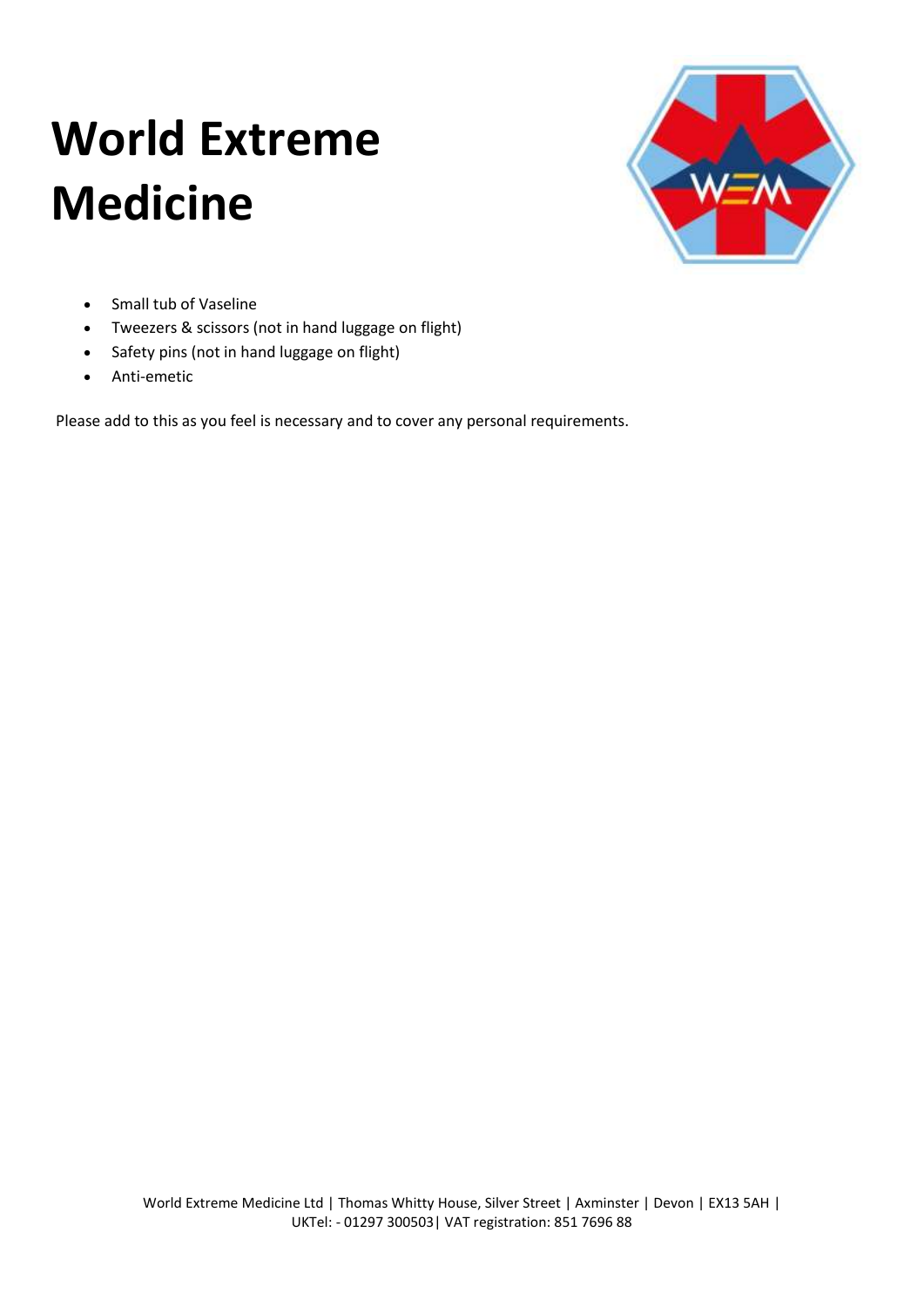# World Extreme Medicine

- Small tub of Vaseline
- Tweezers & scissors (not in hand luggage on flight)
- Safety pins (not in hand luggage on flight)
- Anti-emetic

Please add to this as you feel is necessary and to cover any personal requirements.